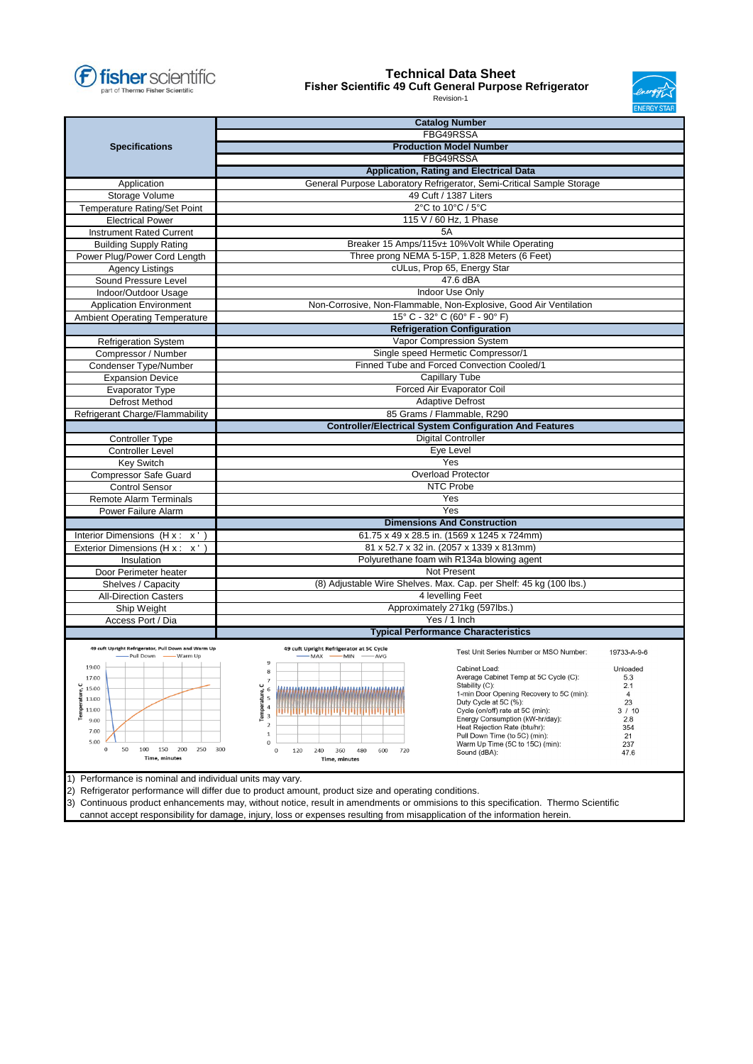# Technical Data Sheet

## Fisher Scientific 49 Cuft General Purpose Refrigerator

Revision-1

| Specifications | |
|---|---|
| | **Catalog Number** |
| | FBG49RSSA |
| | **Production Model Number** |
| | FBG49RSSA |
| | **Application, Rating and Electrical Data** |
| Application | General Purpose Laboratory Refrigerator, Semi-Critical Sample Storage |
| Storage Volume | 49 Cuft / 1387 Liters |
| Temperature Rating/Set Point | 2°C to 10°C / 5°C |
| Electrical Power | 115 V / 60 Hz, 1 Phase |
| Instrument Rated Current | 5A |
| Building Supply Rating | Breaker 15 Amps/115v± 10%Volt While Operating |
| Power Plug/Power Cord Length | Three prong NEMA 5-15P, 1.828 Meters (6 Feet) |
| Agency Listings | cULus, Prop 65, Energy Star |
| Sound Pressure Level | 47.6 dBA |
| Indoor/Outdoor Usage | Indoor Use Only |
| Application Environment | Non-Corrosive, Non-Flammable, Non-Explosive, Good Air Ventilation |
| Ambient Operating Temperature | 15° C - 32° C (60° F - 90° F) |
| | **Refrigeration Configuration** |
| Refrigeration System | Vapor Compression System |
| Compressor / Number | Single speed Hermetic Compressor/1 |
| Condenser Type/Number | Finned Tube and Forced Convection Cooled/1 |
| Expansion Device | Capillary Tube |
| Evaporator Type | Forced Air Evaporator Coil |
| Defrost Method | Adaptive Defrost |
| Refrigerant Charge/Flammability | 85 Grams / Flammable, R290 |
| | **Controller/Electrical System Configuration And Features** |
| Controller Type | Digital Controller |
| Controller Level | Eye Level |
| Key Switch | Yes |
| Compressor Safe Guard | Overload Protector |
| Control Sensor | NTC Probe |
| Remote Alarm Terminals | Yes |
| Power Failure Alarm | Yes |
| | **Dimensions And Construction** |
| Interior Dimensions (H x : x' ) | 61.75 x 49 x 28.5 in. (1569 x 1245 x 724mm) |
| Exterior Dimensions (H x : x' ) | 81 x 52.7 x 32 in. (2057 x 1339 x 813mm) |
| Insulation | Polyurethane foam wih R134a blowing agent |
| Door Perimeter heater | Not Present |
| Shelves / Capacity | (8) Adjustable Wire Shelves. Max. Cap. per Shelf: 45 kg (100 lbs.) |
| All-Direction Casters | 4 levelling Feet |
| Ship Weight | Approximately 271kg (597lbs.) |
| Access Port / Dia | Yes / 1 Inch |
| | **Typical Performance Characteristics** |

**49 cuft Upright Refrigerator, Pull Down and Warm Up** (Pull Down, Warm Up; Temperature, C vs. Time, minutes)

**49 cuft Upright Refrigerator at 5C Cycle** (MAX, MIN, AVG; Temperature, C vs. Time, minutes)

| Test Unit Series Number or MSO Number: | 19733-A-9-6 |
|---|---|
| Cabinet Load: | Unloaded |
| Average Cabinet Temp at 5C Cycle (C): | 5.3 |
| Stability (C): | 2.1 |
| 1-min Door Opening Recovery to 5C (min): | 4 |
| Duty Cycle at 5C (%): | 23 |
| Cycle (on/off) rate at 5C (min): | 3 / 10 |
| Energy Consumption (kW-hr/day): | 2.8 |
| Heat Rejection Rate (btu/hr): | 354 |
| Pull Down Time (to 5C) (min): | 21 |
| Warm Up Time (5C to 15C) (min): | 237 |
| Sound (dBA): | 47.6 |

1) Performance is nominal and individual units may vary.
2) Refrigerator performance will differ due to product amount, product size and operating conditions.
3) Continuous product enhancements may, without notice, result in amendments or ommisions to this specification. Thermo Scientific cannot accept responsibility for damage, injury, loss or expenses resulting from misapplication of the information herein.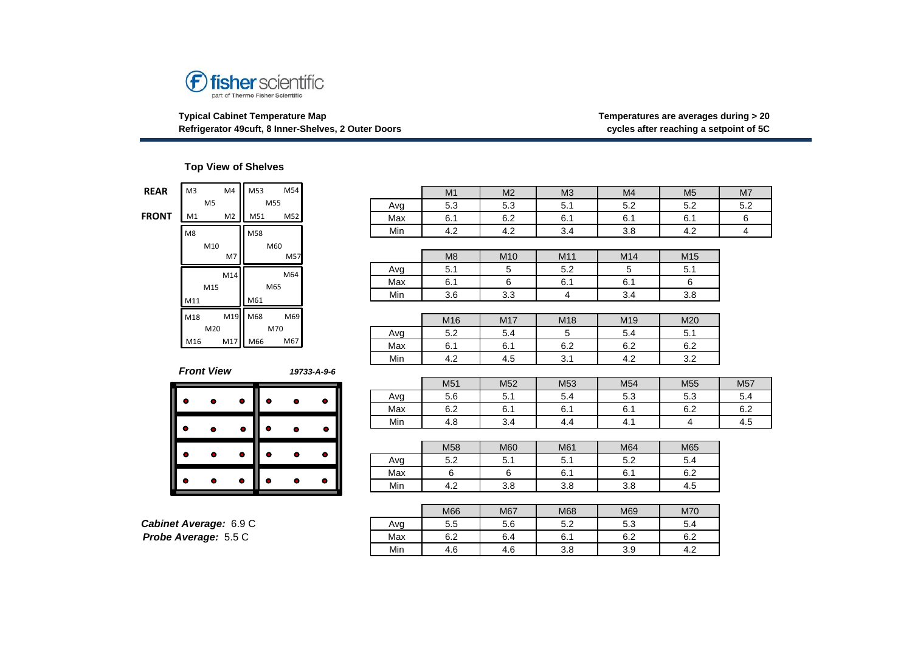fisher scientific
part of Thermo Fisher Scientific

**Typical Cabinet Temperature Map**
**Refrigerator 49cuft, 8 Inner-Shelves, 2 Outer Doors**

**Temperatures are averages during > 20 cycles after reaching a setpoint of 5C**

### Top View of Shelves

| | | | | |
|---|---|---|---|---|
| **REAR** | M3 M4 | M5 | M53 M54 | M55 |
| **FRONT** | M1 M2 | | M51 M52 | |

| Left | Right |
|---|---|
| M3, M4, M5, M1, M2 | M53, M54, M55, M51, M52 |
| M8, M10, M7 | M58, M60, M57 |
| M14, M15, M11 | M64, M65, M61 |
| M18, M19, M20, M16, M17 | M68, M69, M70, M66, M67 |

***Front View*** ***19733-A-9-6***

***Cabinet Average:*** 6.9 C
***Probe Average:*** 5.5 C

| | M1 | M2 | M3 | M4 | M5 | M7 |
|---|---|---|---|---|---|---|
| Avg | 5.3 | 5.3 | 5.1 | 5.2 | 5.2 | 5.2 |
| Max | 6.1 | 6.2 | 6.1 | 6.1 | 6.1 | 6 |
| Min | 4.2 | 4.2 | 3.4 | 3.8 | 4.2 | 4 |

| | M8 | M10 | M11 | M14 | M15 |
|---|---|---|---|---|---|
| Avg | 5.1 | 5 | 5.2 | 5 | 5.1 |
| Max | 6.1 | 6 | 6.1 | 6.1 | 6 |
| Min | 3.6 | 3.3 | 4 | 3.4 | 3.8 |

| | M16 | M17 | M18 | M19 | M20 |
|---|---|---|---|---|---|
| Avg | 5.2 | 5.4 | 5 | 5.4 | 5.1 |
| Max | 6.1 | 6.1 | 6.2 | 6.2 | 6.2 |
| Min | 4.2 | 4.5 | 3.1 | 4.2 | 3.2 |

| | M51 | M52 | M53 | M54 | M55 | M57 |
|---|---|---|---|---|---|---|
| Avg | 5.6 | 5.1 | 5.4 | 5.3 | 5.3 | 5.4 |
| Max | 6.2 | 6.1 | 6.1 | 6.1 | 6.2 | 6.2 |
| Min | 4.8 | 3.4 | 4.4 | 4.1 | 4 | 4.5 |

| | M58 | M60 | M61 | M64 | M65 |
|---|---|---|---|---|---|
| Avg | 5.2 | 5.1 | 5.1 | 5.2 | 5.4 |
| Max | 6 | 6 | 6.1 | 6.1 | 6.2 |
| Min | 4.2 | 3.8 | 3.8 | 3.8 | 4.5 |

| | M66 | M67 | M68 | M69 | M70 |
|---|---|---|---|---|---|
| Avg | 5.5 | 5.6 | 5.2 | 5.3 | 5.4 |
| Max | 6.2 | 6.4 | 6.1 | 6.2 | 6.2 |
| Min | 4.6 | 4.6 | 3.8 | 3.9 | 4.2 |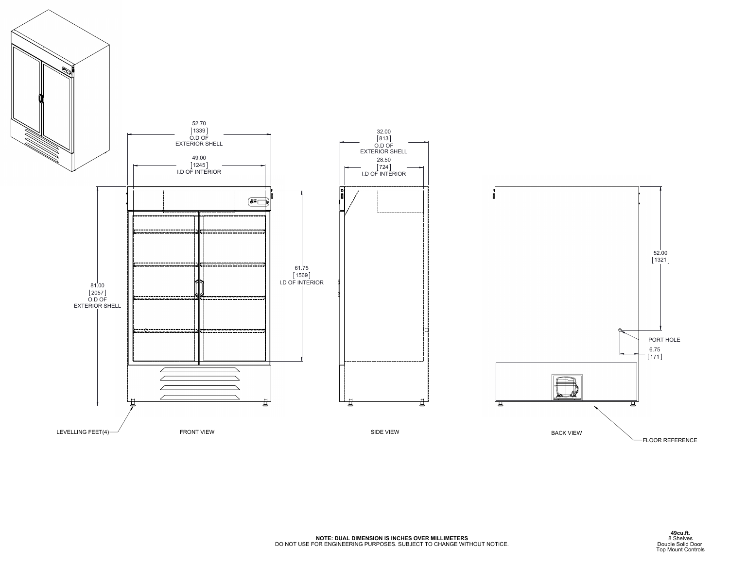52.70
[1339]
O.D OF
EXTERIOR SHELL

49.00
[1245]
I.D OF INTERIOR

32.00
[813]
O.D OF
EXTERIOR SHELL

28.50
[724]
I.D OF INTERIOR

81.00
[2057]
O.D OF
EXTERIOR SHELL

61.75
[1569]
I.D OF INTERIOR

52.00
[1321]

PORT HOLE

6.75
[171]

LEVELLING FEET(4)

FRONT VIEW

SIDE VIEW

BACK VIEW

FLOOR REFERENCE

**NOTE: DUAL DIMENSION IS INCHES OVER MILLIMETERS**
DO NOT USE FOR ENGINEERING PURPOSES. SUBJECT TO CHANGE WITHOUT NOTICE.

**49cu.ft.**
8 Shelves
Double Solid Door
Top Mount Controls